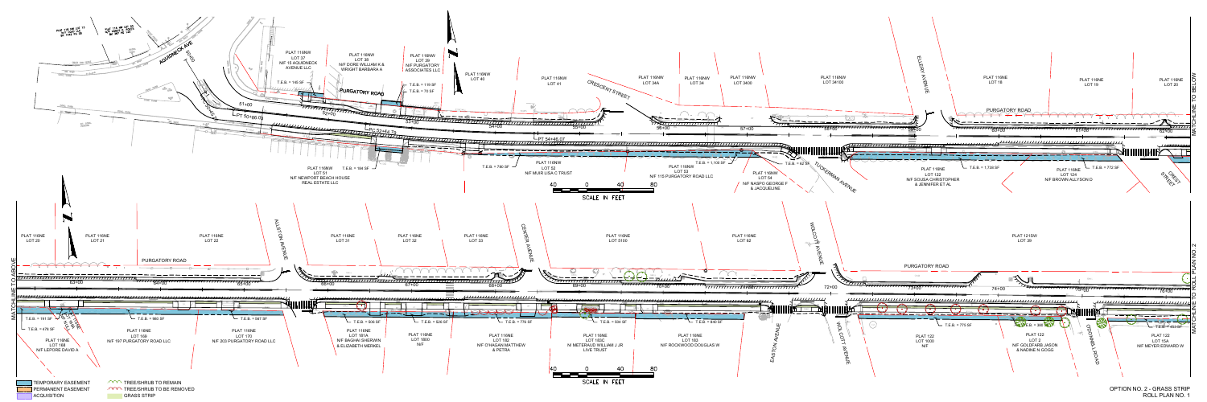PLAT 116NW LOT 37 N/F 15 AQUIDNECK AVENUE LLC

PLAT 116NW LOT 38 N/F DORE WILLIAM K & WRIGHT BARBARA A

PLAT 116NW LOT 39 N/F PURGATORY ASSOCIATES LLC

PLAT 116NW LOT 40

PLAT 116NW LOT 41

PLAT 116NW LOT 34A

PLAT 116NW LOT 34

PLAT 116NW LOT 3400

PLAT 116NW LOT 34100

PLAT 116NE LOT 18

PLAT 116NE LOT 19

PLAT 116NE LOT 20

AQUIDNECK AVE

CRESCENT STREET

ELLERY AVENUE

PURGATORY ROAD

T.E.B. = 145 SF

T.E.B. = 119 SF

T.E.B. = 70 SF

T.E.B. = 184 SF

T.E.B. = 790 SF

T.E.B. = 1,106 SF

T.E.B. = 62 SF

T.E.B. = 1,739 SF

T.E.B. = 772 SF

PT 50+66.03

PC 52+64.79

PT 54+46.07

51+00 52+00 53+00 54+00 55+00 56+00 57+00 58+00 59+00 60+00 61+00 62+00

PLAT 116NW LOT 51 N/F NEWPORT BEACH HOUSE REAL ESTATE LLC

PLAT 116NW LOT 52 N/F MUIR LISA C TRUST

PLAT 116NW LOT 53 N/F 115 PURGATORY ROAD LLC

PLAT 116NW LOT 54 N/F NASPO GEORGE F & JACQUELINE

TUCKERMAN AVENUE

PLAT 116NE LOT 122 N/F SOUSA CHRISTOPHER & JENNIFER ET AL

PLAT 116NE LOT 124 N/F BROWN ALLYSON D

CREST STREET

MATCHLINE TO BELOW

SCALE IN FEET: 40 0 40 80

PLAT 116NE LOT 20

PLAT 116NE LOT 21

PLAT 116NE LOT 22

ALLSTON AVENUE

PLAT 116NE LOT 31

PLAT 116NE LOT 32

PLAT 116NE LOT 33

CENTER AVENUE

PLAT 116NE LOT 5100

PLAT 116NE LOT 62

WOLCOTT AVENUE

PLAT 121SW LOT 39

PURGATORY ROAD

MATCHLINE TO ABOVE

63+00 64+00 65+00 66+00 67+00 68+00 69+00 70+00 71+00 72+00 73+00 74+00 75+00 76+00

T.E.B. = 191 SF

T.E.B. = 476 SF

T.E.B. = 860 SF

T.E.B. = 547 SF

T.E.B. = 506 SF

T.E.B. = 526 SF

T.E.B. = 776 SF

T.E.B. = 504 SF

T.E.B. = 860 SF

T.E.B. = 775 SF

T.E.B. = 380 SF

T.E.B. = 453 SF

PLAT 116NE LOT 168 N/F LEPORE DAVID A

PLAT 116NE LOT 169 N/F 197 PURGATORY ROAD LLC

PLAT 116NE LOT 170 N/F 203 PURGATORY ROAD LLC

PLAT 116NE LOT 181A N/F BAGHAI SHERWIN & ELIZABETH MERKEL

PLAT 116NE LOT 1800 N/F

PLAT 116NE LOT 182 N/F O'HAGAN MATTHEW & PETRA

PLAT 116NE LOT 183C N/ METERAUD WILLIAM J JR LIVE TRUST

PLAT 116NE LOT 183 N/F ROCKWOOD DOUGLAS W

EASTON AVENUE

WOLCOTT AVENUE

PLAT 122 LOT 1000 N/F

PLAT 122 LOT 2 N/F GOLDFARB JASON & NADINE N GOGG

ODONNELL ROAD

PLAT 122 LOT 15A N/F MEYER EDWARD W

MATCHLINE TO ROLL PLAN NO. 2

SCALE IN FEET: 40 0 40 80

**Legend:**

- TEMPORARY EASEMENT
- PERMANENT EASEMENT
- ACQUISITION
- TREE/SHRUB TO REMAIN
- TREE/SHRUB TO BE REMOVED
- GRASS STRIP

OPTION NO. 2 - GRASS STRIP
ROLL PLAN NO. 1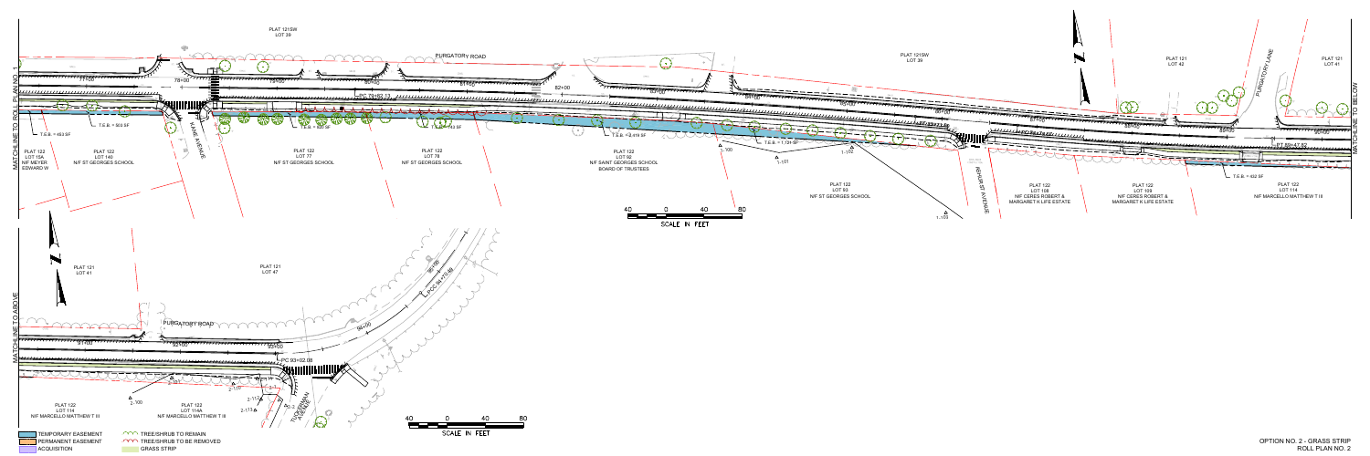PLAT 121SW
LOT 39

PURGATORY ROAD

MATCHLINE TO ROLL PLAN NO. 1

77+00

78+00

79+00

80+00

81+00

82+00

83+00

84+00

85+00

86+00

87+00

88+00

89+00

90+00

PC 79+62.13

T.E.B. = 453 SF

T.E.B. = 503 SF

T.E.B. = 820 SF

T.E.B. = 743 SF

T.E.B. = 2,419 SF

T.E.B. = 1,131 SF

T.E.B. = 432 SF

PT 89+47.52

LANE AVENUE

PLAT 122
LOT 15A
N/F MEYER
EDWARD W

PLAT 122
LOT 140
N/F ST GEORGES SCHOOL

PLAT 122
LOT 77
N/F ST GEORGES SCHOOL

PLAT 122
LOT 78
N/F ST GEORGES SCHOOL

PLAT 122
LOT 92
N/F SAINT GEORGES SCHOOL
BOARD OF TRUSTEES

1-100

1-101

1-102

1-103

PLAT 122
LOT 93
N/F ST GEORGES SCHOOL

ARTHUR ST AVENUE

PLAT 122
LOT 108
N/F CERES ROBERT &
MARGARET K LIFE ESTATE

PLAT 122
LOT 109
N/F CERES ROBERT &
MARGARET K LIFE ESTATE

PLAT 121
LOT 42

PURGATORY LANE

PLAT 121
LOT 41

PLAT 122
LOT 114
N/F MARCELLO MATTHEW T III

MATCHLINE TO BELOW

40 0 40 80
SCALE IN FEET

PLAT 121
LOT 41

PLAT 121
LOT 47

MATCHLINE TO ABOVE

PURGATORY ROAD

91+00

92+00

93+00

94+00

95+00

PC 93+02.08

PCC 95+73.89

2-100

2-101

2-112

2-113

2-1

TUCKERMAN AVENUE

PLAT 122
LOT 114
N/F MARCELLO MATTHEW T III

PLAT 122
LOT 114A
N/F MARCELLO MATTHEW T III

40 0 40 80
SCALE IN FEET

TEMPORARY EASEMENT
PERMANENT EASEMENT
ACQUISITION

TREE/SHRUB TO REMAIN
TREE/SHRUB TO BE REMOVED
GRASS STRIP

OPTION NO. 2 - GRASS STRIP
ROLL PLAN NO. 2